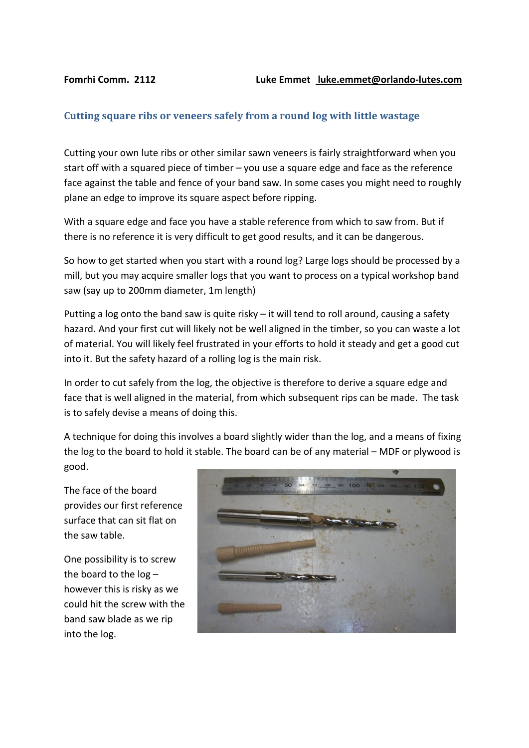Fomrhi Comm. 2112 Luke Emmet luke.emmet@orlando-lutes.com

## Cutting square ribs or veneers safely from a round log with little wastage

Cutting your own lute ribs or other similar sawn veneers is fairly straightforward when you start off with a squared piece of timber – you use a square edge and face as the reference face against the table and fence of your band saw. In some cases you might need to roughly plane an edge to improve its square aspect before ripping.

With a square edge and face you have a stable reference from which to saw from. But if there is no reference it is very difficult to get good results, and it can be dangerous.

So how to get started when you start with a round log? Large logs should be processed by a mill, but you may acquire smaller logs that you want to process on a typical workshop band saw (say up to 200mm diameter, 1m length)

Putting a log onto the band saw is quite risky – it will tend to roll around, causing a safety hazard. And your first cut will likely not be well aligned in the timber, so you can waste a lot of material. You will likely feel frustrated in your efforts to hold it steady and get a good cut into it. But the safety hazard of a rolling log is the main risk.

In order to cut safely from the log, the objective is therefore to derive a square edge and face that is well aligned in the material, from which subsequent rips can be made. The task is to safely devise a means of doing this.

A technique for doing this involves a board slightly wider than the log, and a means of fixing the log to the board to hold it stable. The board can be of any material – MDF or plywood is good.

The face of the board provides our first reference surface that can sit flat on the saw table.

One possibility is to screw the board to the log – however this is risky as we could hit the screw with the band saw blade as we rip into the log.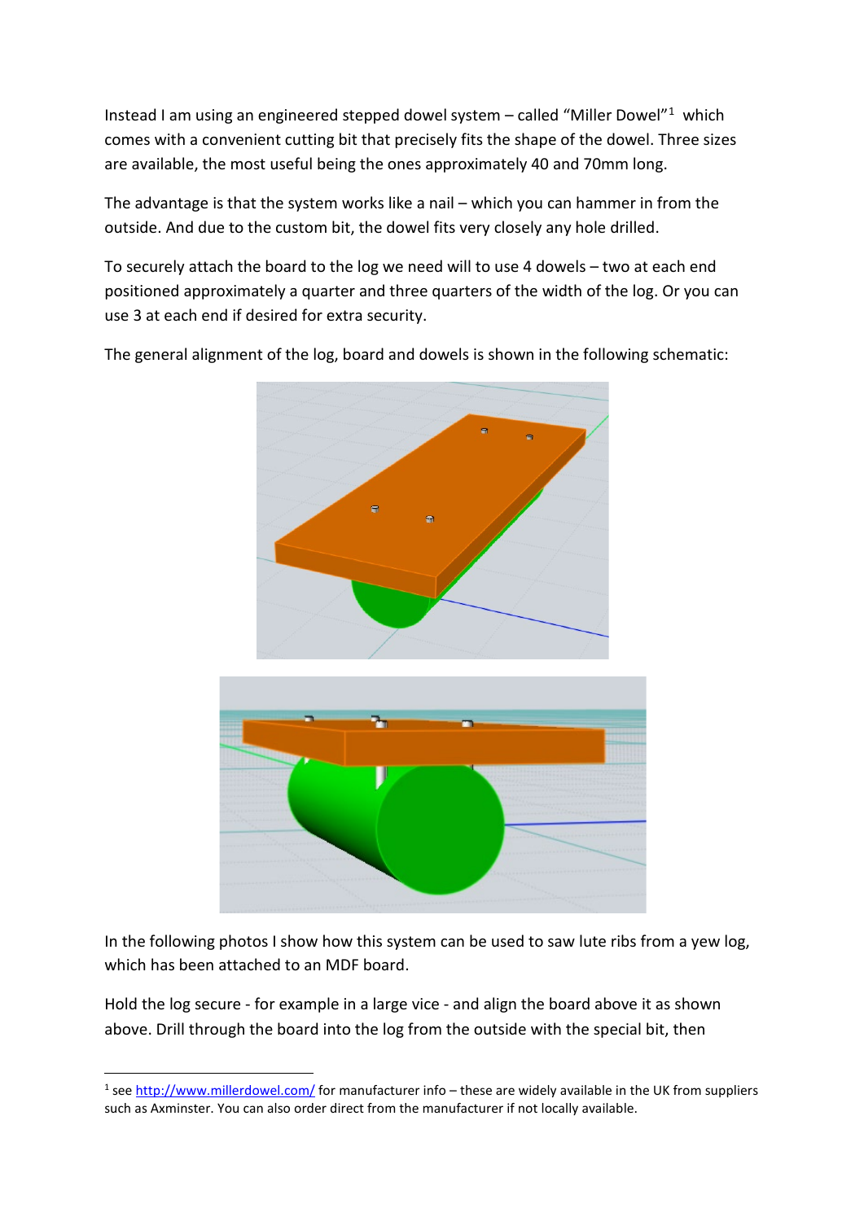Instead I am using an engineered stepped dowel system – called "Miller Dowel"[1] which comes with a convenient cutting bit that precisely fits the shape of the dowel. Three sizes are available, the most useful being the ones approximately 40 and 70mm long.

The advantage is that the system works like a nail – which you can hammer in from the outside. And due to the custom bit, the dowel fits very closely any hole drilled.

To securely attach the board to the log we need will to use 4 dowels – two at each end positioned approximately a quarter and three quarters of the width of the log. Or you can use 3 at each end if desired for extra security.

The general alignment of the log, board and dowels is shown in the following schematic:

In the following photos I show how this system can be used to saw lute ribs from a yew log, which has been attached to an MDF board.

Hold the log secure - for example in a large vice - and align the board above it as shown above. Drill through the board into the log from the outside with the special bit, then

[1] see http://www.millerdowel.com/ for manufacturer info – these are widely available in the UK from suppliers such as Axminster. You can also order direct from the manufacturer if not locally available.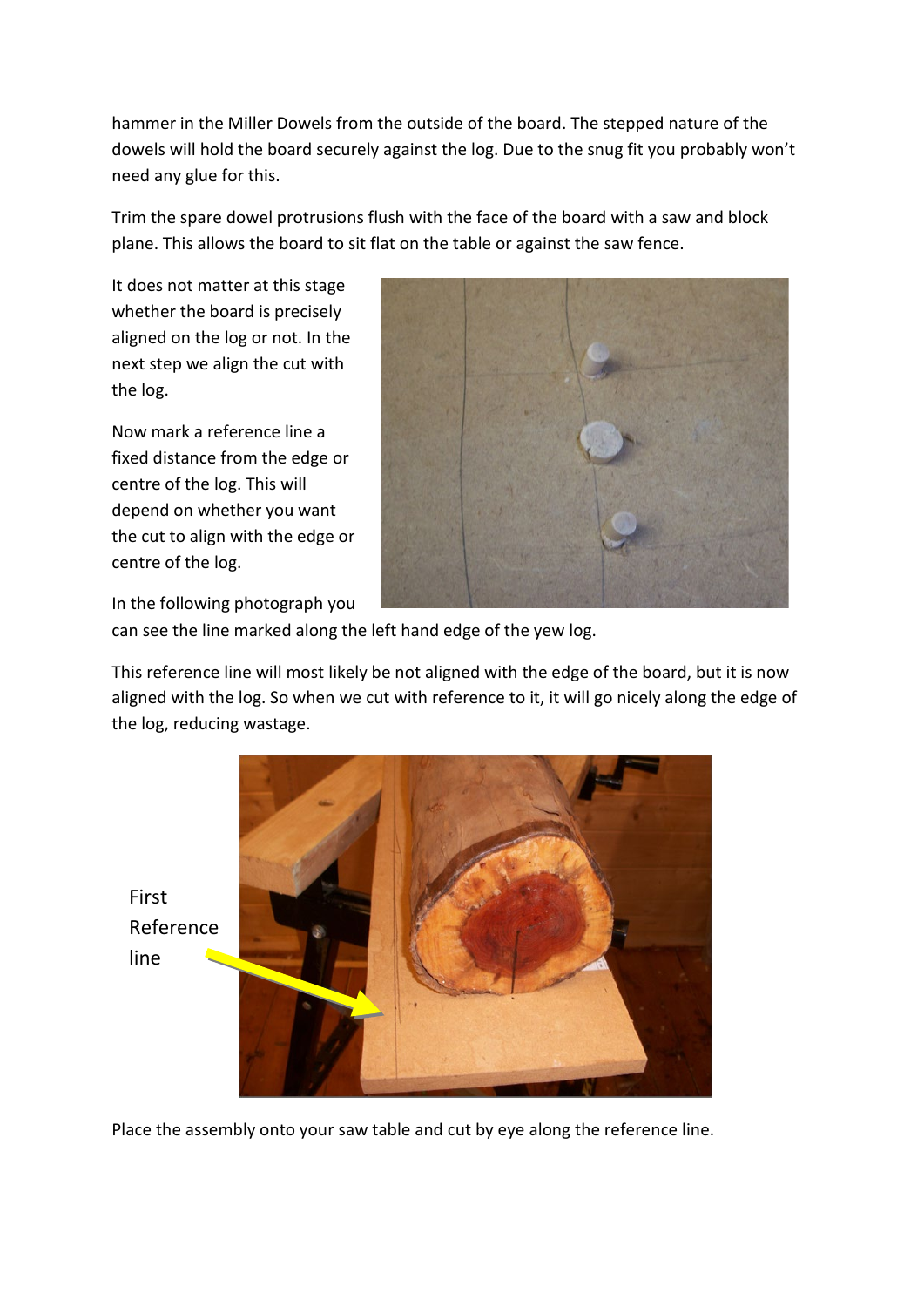hammer in the Miller Dowels from the outside of the board. The stepped nature of the dowels will hold the board securely against the log. Due to the snug fit you probably won't need any glue for this.

Trim the spare dowel protrusions flush with the face of the board with a saw and block plane. This allows the board to sit flat on the table or against the saw fence.

It does not matter at this stage whether the board is precisely aligned on the log or not. In the next step we align the cut with the log.

Now mark a reference line a fixed distance from the edge or centre of the log. This will depend on whether you want the cut to align with the edge or centre of the log.

In the following photograph you can see the line marked along the left hand edge of the yew log.

This reference line will most likely be not aligned with the edge of the board, but it is now aligned with the log. So when we cut with reference to it, it will go nicely along the edge of the log, reducing wastage.

First Reference line

Place the assembly onto your saw table and cut by eye along the reference line.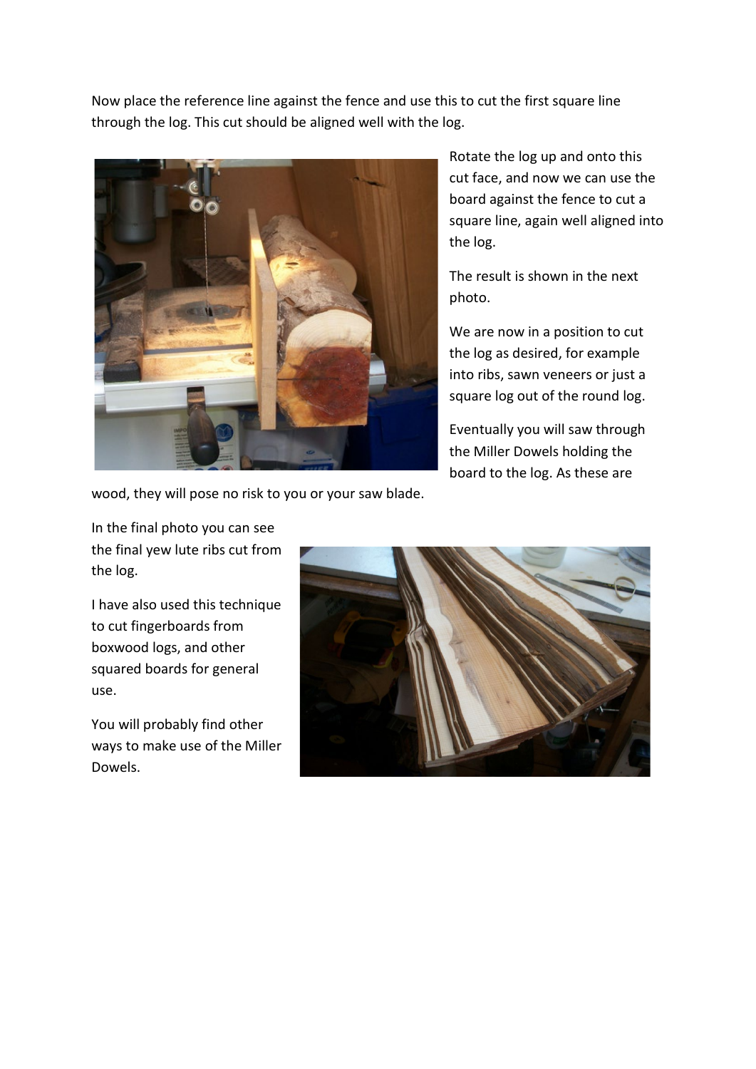Now place the reference line against the fence and use this to cut the first square line through the log. This cut should be aligned well with the log.

Rotate the log up and onto this cut face, and now we can use the board against the fence to cut a square line, again well aligned into the log.

The result is shown in the next photo.

We are now in a position to cut the log as desired, for example into ribs, sawn veneers or just a square log out of the round log.

Eventually you will saw through the Miller Dowels holding the board to the log. As these are wood, they will pose no risk to you or your saw blade.

In the final photo you can see the final yew lute ribs cut from the log.

I have also used this technique to cut fingerboards from boxwood logs, and other squared boards for general use.

You will probably find other ways to make use of the Miller Dowels.